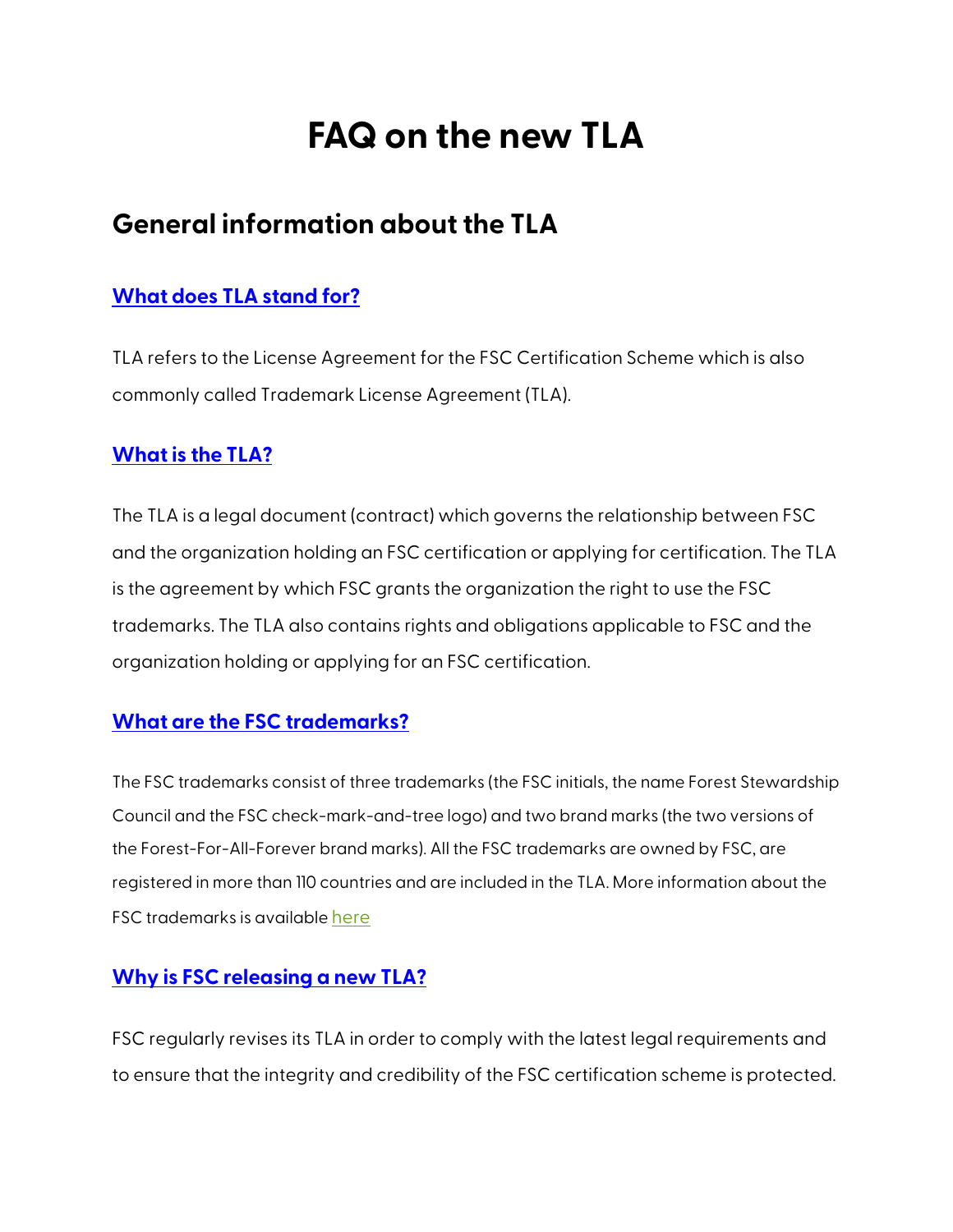# FAQ on the new TLA

## General information about the TLA

### What does TLA stand for?

TLA refers to the License Agreement for the FSC Certification Scheme which is also commonly called Trademark License Agreement (TLA).

### What is the TLA?

The TLA is a legal document (contract) which governs the relationship between FSC and the organization holding an FSC certification or applying for certification. The TLA is the agreement by which FSC grants the organization the right to use the FSC trademarks. The TLA also contains rights and obligations applicable to FSC and the organization holding or applying for an FSC certification.

### What are the FSC trademarks?

The FSC trademarks consist of three trademarks (the FSC initials, the name Forest Stewardship Council and the FSC check-mark-and-tree logo) and two brand marks (the two versions of the Forest-For-All-Forever brand marks). All the FSC trademarks are owned by FSC, are registered in more than 110 countries and are included in the TLA. More information about the FSC trademarks is available here

### Why is FSC releasing a new TLA?

FSC regularly revises its TLA in order to comply with the latest legal requirements and to ensure that the integrity and credibility of the FSC certification scheme is protected.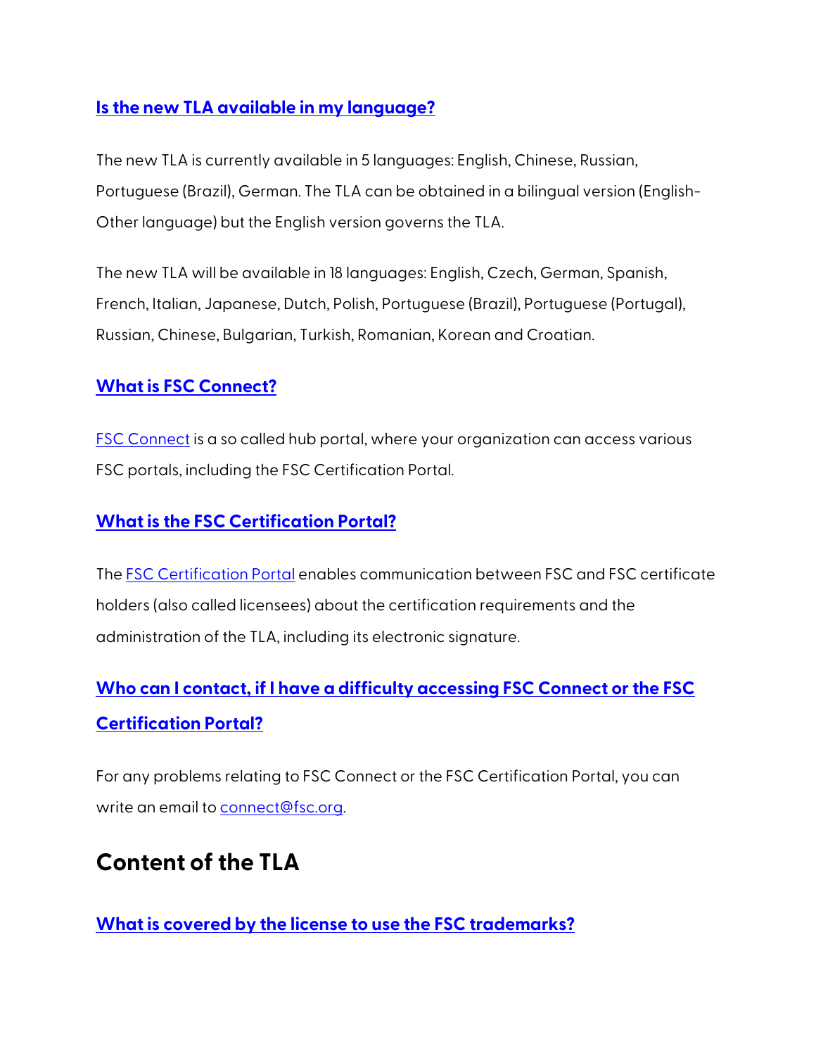### Is the new TLA available in my language?

The new TLA is currently available in 5 languages: English, Chinese, Russian, Portuguese (Brazil), German. The TLA can be obtained in a bilingual version (English-Other language) but the English version governs the TLA.

The new TLA will be available in 18 languages: English, Czech, German, Spanish, French, Italian, Japanese, Dutch, Polish, Portuguese (Brazil), Portuguese (Portugal), Russian, Chinese, Bulgarian, Turkish, Romanian, Korean and Croatian.

### What is FSC Connect?

FSC Connect is a so called hub portal, where your organization can access various FSC portals, including the FSC Certification Portal.

### What is the FSC Certification Portal?

The FSC Certification Portal enables communication between FSC and FSC certificate holders (also called licensees) about the certification requirements and the administration of the TLA, including its electronic signature.

### Who can I contact, if I have a difficulty accessing FSC Connect or the FSC Certification Portal?

For any problems relating to FSC Connect or the FSC Certification Portal, you can write an email to connect@fsc.org.

## Content of the TLA

### What is covered by the license to use the FSC trademarks?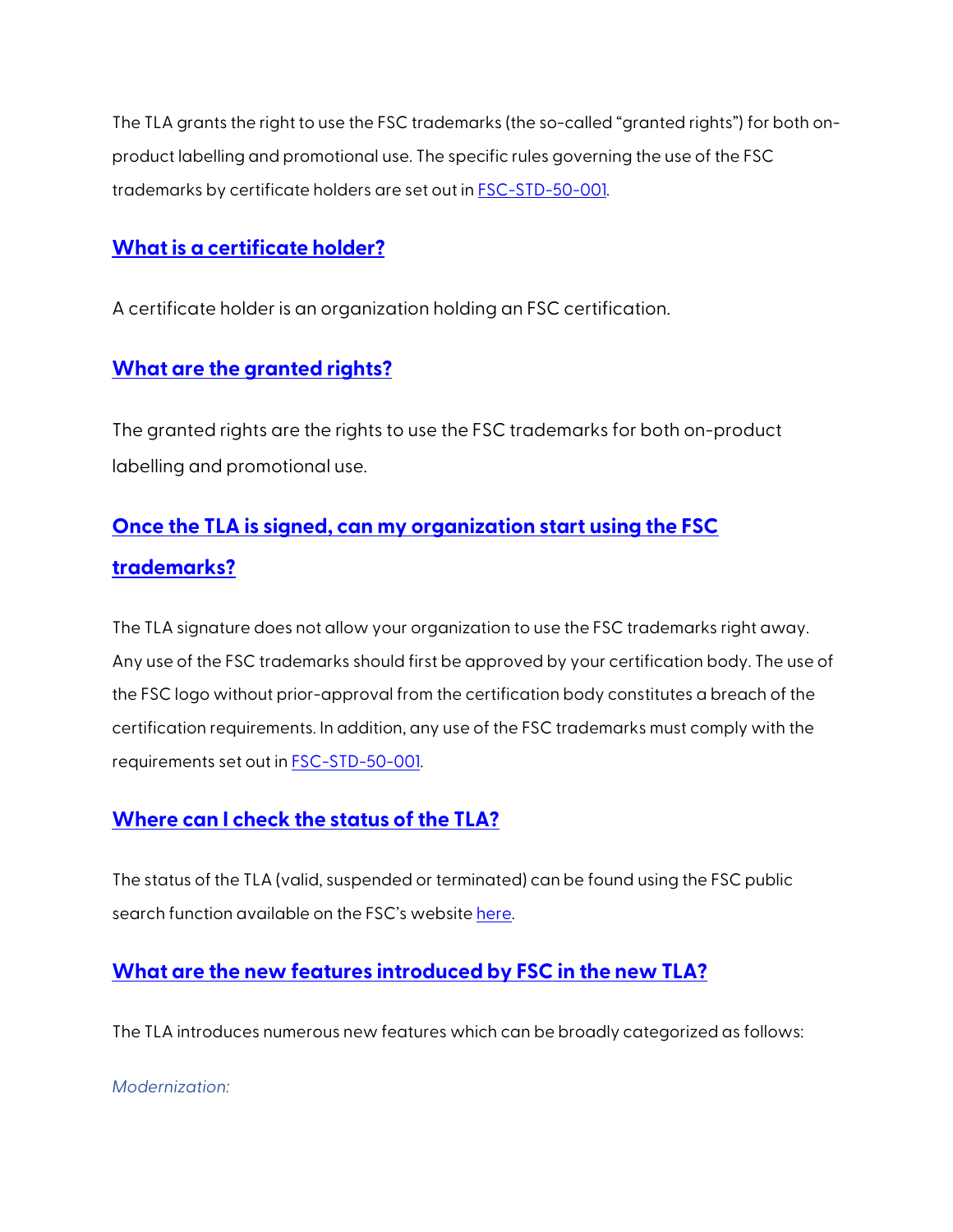The TLA grants the right to use the FSC trademarks (the so-called "granted rights") for both on-product labelling and promotional use. The specific rules governing the use of the FSC trademarks by certificate holders are set out in [FSC-STD-50-001](FSC-STD-50-001).

## What is a certificate holder?

A certificate holder is an organization holding an FSC certification.

## What are the granted rights?

The granted rights are the rights to use the FSC trademarks for both on-product labelling and promotional use.

## Once the TLA is signed, can my organization start using the FSC trademarks?

The TLA signature does not allow your organization to use the FSC trademarks right away. Any use of the FSC trademarks should first be approved by your certification body. The use of the FSC logo without prior-approval from the certification body constitutes a breach of the certification requirements. In addition, any use of the FSC trademarks must comply with the requirements set out in FSC-STD-50-001.

## Where can I check the status of the TLA?

The status of the TLA (valid, suspended or terminated) can be found using the FSC public search function available on the FSC's website here.

## What are the new features introduced by FSC in the new TLA?

The TLA introduces numerous new features which can be broadly categorized as follows:

*Modernization:*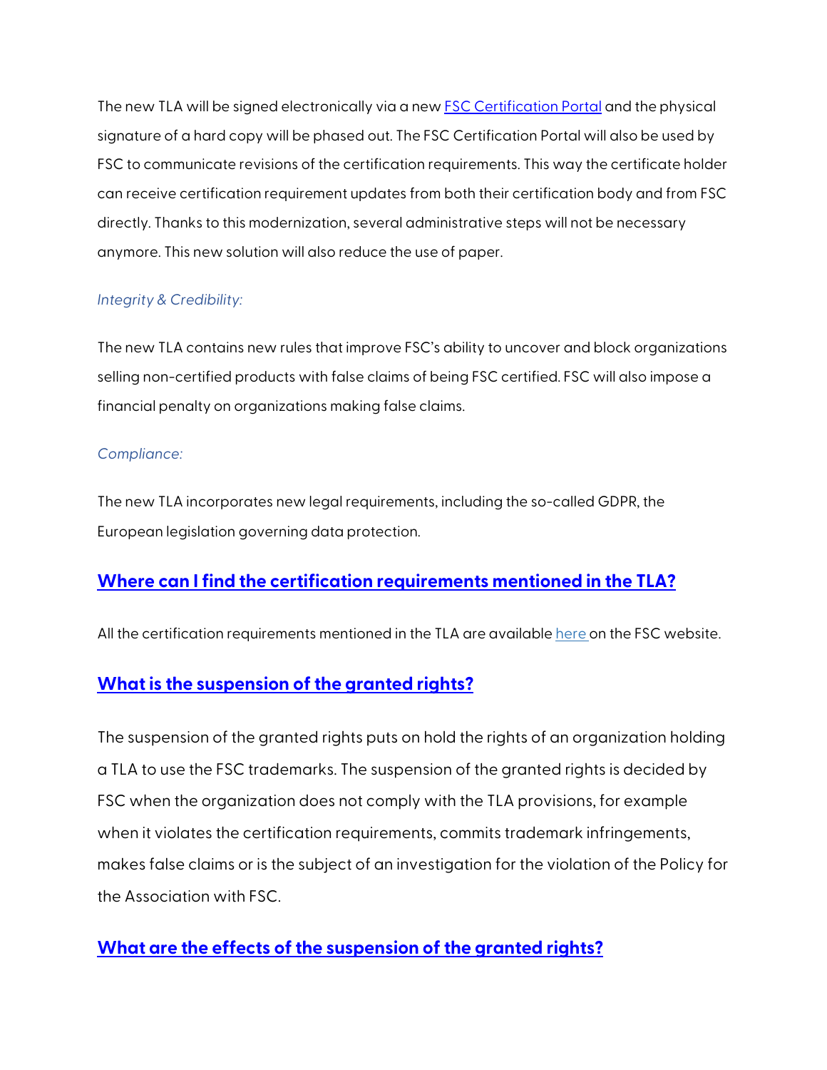The new TLA will be signed electronically via a new [FSC Certification Portal] and the physical signature of a hard copy will be phased out. The FSC Certification Portal will also be used by FSC to communicate revisions of the certification requirements. This way the certificate holder can receive certification requirement updates from both their certification body and from FSC directly. Thanks to this modernization, several administrative steps will not be necessary anymore. This new solution will also reduce the use of paper.

*Integrity & Credibility:*

The new TLA contains new rules that improve FSC's ability to uncover and block organizations selling non-certified products with false claims of being FSC certified. FSC will also impose a financial penalty on organizations making false claims.

*Compliance:*

The new TLA incorporates new legal requirements, including the so-called GDPR, the European legislation governing data protection.

## Where can I find the certification requirements mentioned in the TLA?

All the certification requirements mentioned in the TLA are available here on the FSC website.

## What is the suspension of the granted rights?

The suspension of the granted rights puts on hold the rights of an organization holding a TLA to use the FSC trademarks. The suspension of the granted rights is decided by FSC when the organization does not comply with the TLA provisions, for example when it violates the certification requirements, commits trademark infringements, makes false claims or is the subject of an investigation for the violation of the Policy for the Association with FSC.

## What are the effects of the suspension of the granted rights?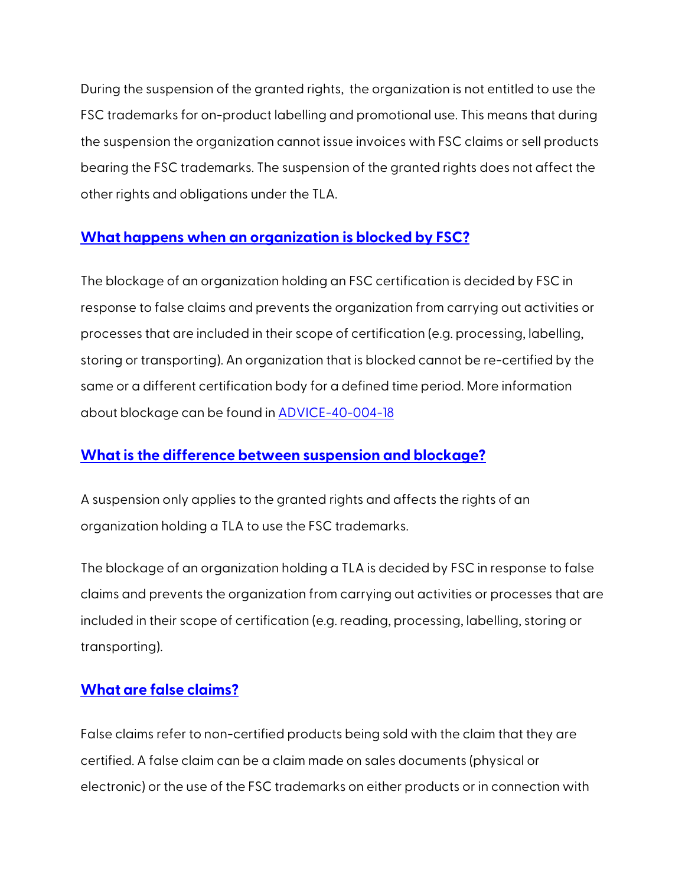During the suspension of the granted rights, the organization is not entitled to use the FSC trademarks for on-product labelling and promotional use. This means that during the suspension the organization cannot issue invoices with FSC claims or sell products bearing the FSC trademarks. The suspension of the granted rights does not affect the other rights and obligations under the TLA.

## [What happens when an organization is blocked by FSC?]

The blockage of an organization holding an FSC certification is decided by FSC in response to false claims and prevents the organization from carrying out activities or processes that are included in their scope of certification (e.g. processing, labelling, storing or transporting). An organization that is blocked cannot be re-certified by the same or a different certification body for a defined time period. More information about blockage can be found in [ADVICE-40-004-18]

## [What is the difference between suspension and blockage?]

A suspension only applies to the granted rights and affects the rights of an organization holding a TLA to use the FSC trademarks.

The blockage of an organization holding a TLA is decided by FSC in response to false claims and prevents the organization from carrying out activities or processes that are included in their scope of certification (e.g. reading, processing, labelling, storing or transporting).

## [What are false claims?]

False claims refer to non-certified products being sold with the claim that they are certified. A false claim can be a claim made on sales documents (physical or electronic) or the use of the FSC trademarks on either products or in connection with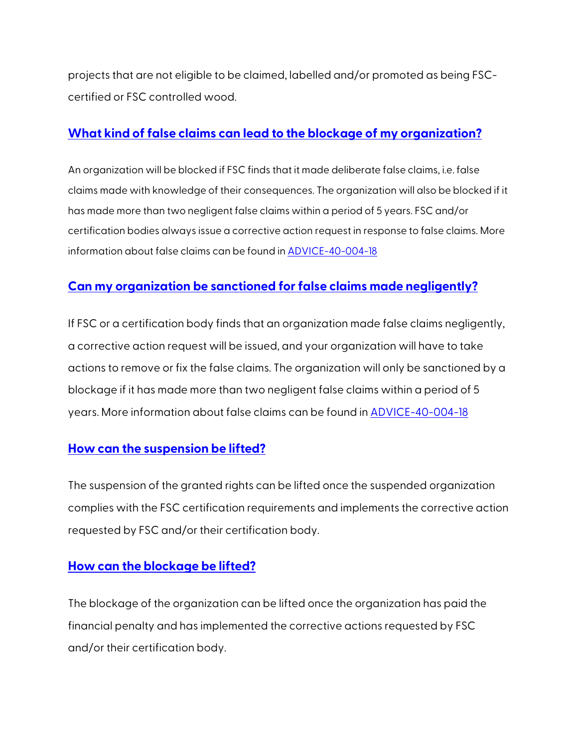projects that are not eligible to be claimed, labelled and/or promoted as being FSC-certified or FSC controlled wood.

### What kind of false claims can lead to the blockage of my organization?

An organization will be blocked if FSC finds that it made deliberate false claims, i.e. false claims made with knowledge of their consequences. The organization will also be blocked if it has made more than two negligent false claims within a period of 5 years. FSC and/or certification bodies always issue a corrective action request in response to false claims. More information about false claims can be found in ADVICE-40-004-18

### Can my organization be sanctioned for false claims made negligently?

If FSC or a certification body finds that an organization made false claims negligently, a corrective action request will be issued, and your organization will have to take actions to remove or fix the false claims. The organization will only be sanctioned by a blockage if it has made more than two negligent false claims within a period of 5 years. More information about false claims can be found in ADVICE-40-004-18

### How can the suspension be lifted?

The suspension of the granted rights can be lifted once the suspended organization complies with the FSC certification requirements and implements the corrective action requested by FSC and/or their certification body.

### How can the blockage be lifted?

The blockage of the organization can be lifted once the organization has paid the financial penalty and has implemented the corrective actions requested by FSC and/or their certification body.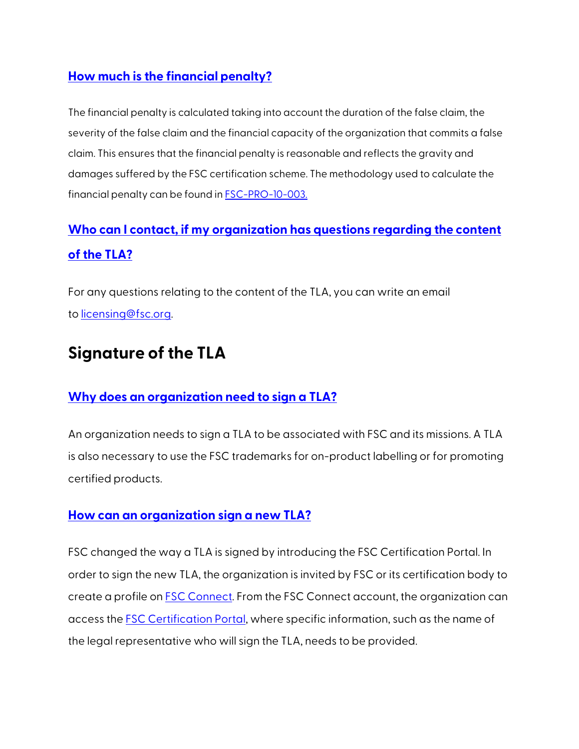### [How much is the financial penalty?]

The financial penalty is calculated taking into account the duration of the false claim, the severity of the false claim and the financial capacity of the organization that commits a false claim. This ensures that the financial penalty is reasonable and reflects the gravity and damages suffered by the FSC certification scheme. The methodology used to calculate the financial penalty can be found in FSC-PRO-10-003.

### Who can I contact, if my organization has questions regarding the content of the TLA?

For any questions relating to the content of the TLA, you can write an email to licensing@fsc.org.

## Signature of the TLA

### Why does an organization need to sign a TLA?

An organization needs to sign a TLA to be associated with FSC and its missions. A TLA is also necessary to use the FSC trademarks for on-product labelling or for promoting certified products.

### How can an organization sign a new TLA?

FSC changed the way a TLA is signed by introducing the FSC Certification Portal. In order to sign the new TLA, the organization is invited by FSC or its certification body to create a profile on FSC Connect. From the FSC Connect account, the organization can access the FSC Certification Portal, where specific information, such as the name of the legal representative who will sign the TLA, needs to be provided.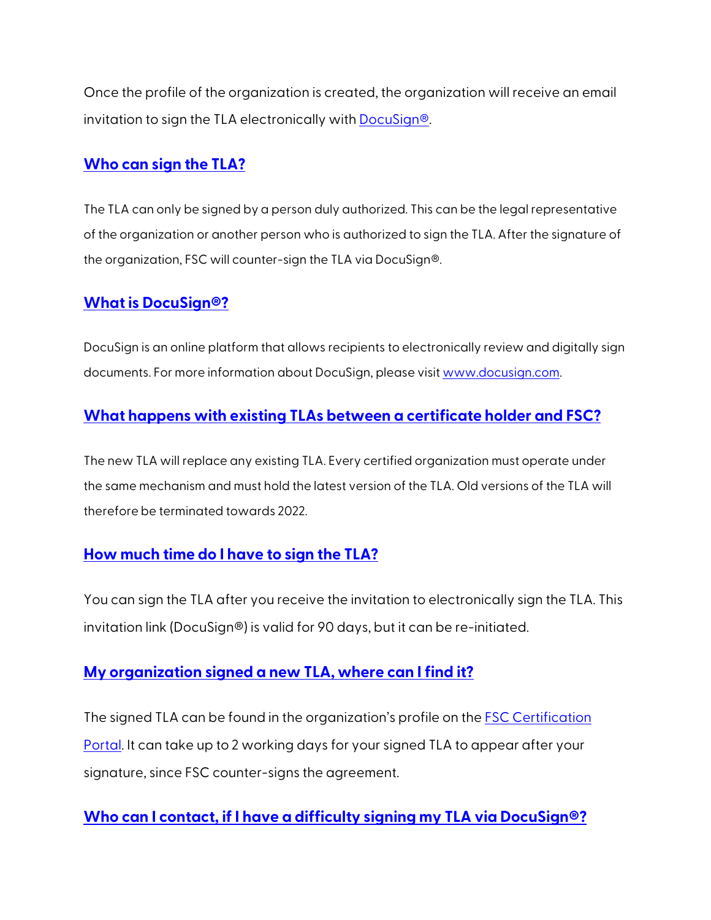Once the profile of the organization is created, the organization will receive an email invitation to sign the TLA electronically with [DocuSign®](https://www.docusign.com).

### [Who can sign the TLA?]()

The TLA can only be signed by a person duly authorized. This can be the legal representative of the organization or another person who is authorized to sign the TLA. After the signature of the organization, FSC will counter-sign the TLA via DocuSign®.

### [What is DocuSign®?]()

DocuSign is an online platform that allows recipients to electronically review and digitally sign documents. For more information about DocuSign, please visit [www.docusign.com](https://www.docusign.com).

### [What happens with existing TLAs between a certificate holder and FSC?]()

The new TLA will replace any existing TLA. Every certified organization must operate under the same mechanism and must hold the latest version of the TLA. Old versions of the TLA will therefore be terminated towards 2022.

### [How much time do I have to sign the TLA?]()

You can sign the TLA after you receive the invitation to electronically sign the TLA. This invitation link (DocuSign®) is valid for 90 days, but it can be re-initiated.

### [My organization signed a new TLA, where can I find it?]()

The signed TLA can be found in the organization's profile on the [FSC Certification Portal](). It can take up to 2 working days for your signed TLA to appear after your signature, since FSC counter-signs the agreement.

### [Who can I contact, if I have a difficulty signing my TLA via DocuSign®?]()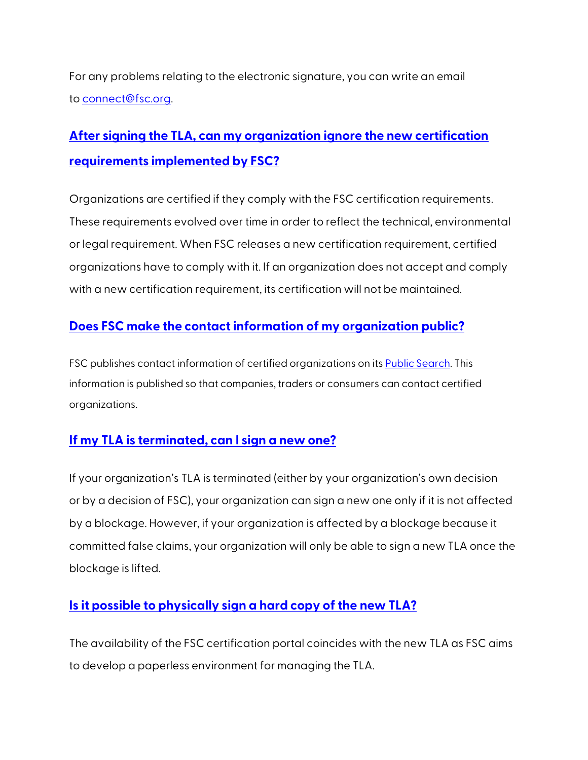For any problems relating to the electronic signature, you can write an email to connect@fsc.org.

## After signing the TLA, can my organization ignore the new certification requirements implemented by FSC?

Organizations are certified if they comply with the FSC certification requirements. These requirements evolved over time in order to reflect the technical, environmental or legal requirement. When FSC releases a new certification requirement, certified organizations have to comply with it. If an organization does not accept and comply with a new certification requirement, its certification will not be maintained.

## Does FSC make the contact information of my organization public?

FSC publishes contact information of certified organizations on its Public Search. This information is published so that companies, traders or consumers can contact certified organizations.

## If my TLA is terminated, can I sign a new one?

If your organization's TLA is terminated (either by your organization's own decision or by a decision of FSC), your organization can sign a new one only if it is not affected by a blockage. However, if your organization is affected by a blockage because it committed false claims, your organization will only be able to sign a new TLA once the blockage is lifted.

## Is it possible to physically sign a hard copy of the new TLA?

The availability of the FSC certification portal coincides with the new TLA as FSC aims to develop a paperless environment for managing the TLA.